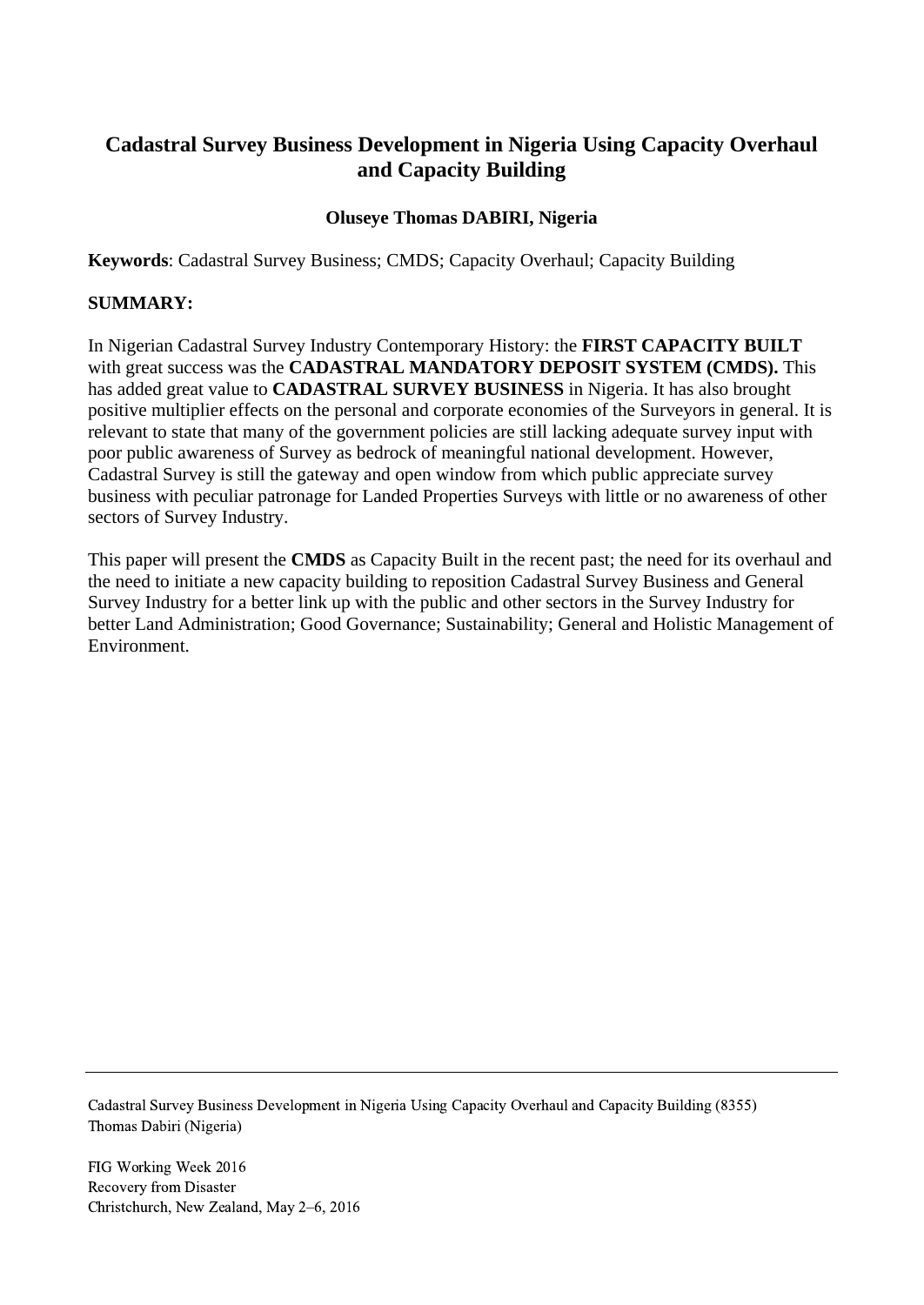# Cadastral Survey Business Development in Nigeria Using Capacity Overhaul and Capacity Building

**Oluseye Thomas DABIRI, Nigeria**

**Keywords**: Cadastral Survey Business; CMDS; Capacity Overhaul; Capacity Building

**SUMMARY:**

In Nigerian Cadastral Survey Industry Contemporary History: the **FIRST CAPACITY BUILT** with great success was the **CADASTRAL MANDATORY DEPOSIT SYSTEM (CMDS).** This has added great value to **CADASTRAL SURVEY BUSINESS** in Nigeria. It has also brought positive multiplier effects on the personal and corporate economies of the Surveyors in general. It is relevant to state that many of the government policies are still lacking adequate survey input with poor public awareness of Survey as bedrock of meaningful national development. However, Cadastral Survey is still the gateway and open window from which public appreciate survey business with peculiar patronage for Landed Properties Surveys with little or no awareness of other sectors of Survey Industry.

This paper will present the **CMDS** as Capacity Built in the recent past; the need for its overhaul and the need to initiate a new capacity building to reposition Cadastral Survey Business and General Survey Industry for a better link up with the public and other sectors in the Survey Industry for better Land Administration; Good Governance; Sustainability; General and Holistic Management of Environment.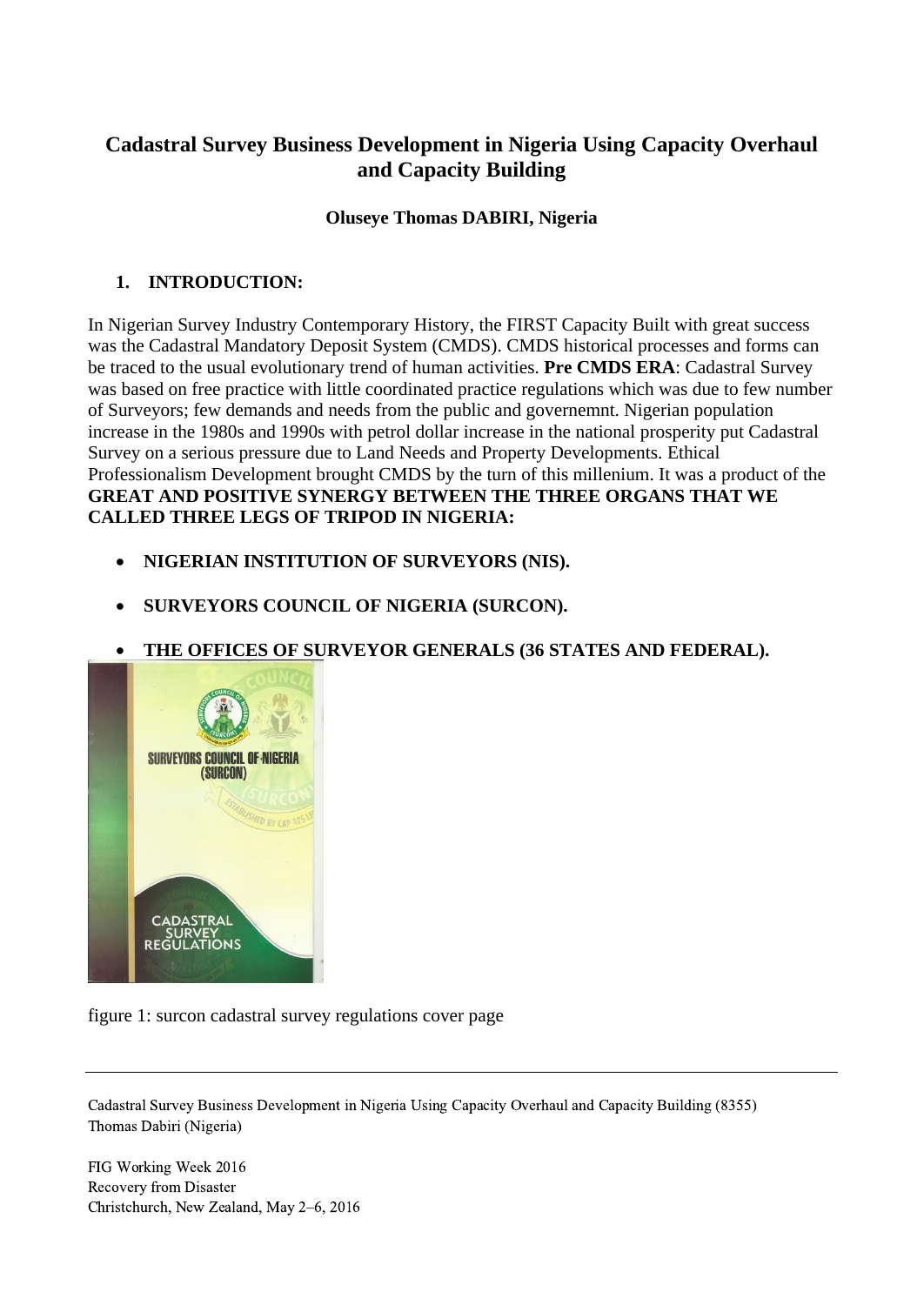# Cadastral Survey Business Development in Nigeria Using Capacity Overhaul and Capacity Building

**Oluseye Thomas DABIRI, Nigeria**

## 1. INTRODUCTION:

In Nigerian Survey Industry Contemporary History, the FIRST Capacity Built with great success was the Cadastral Mandatory Deposit System (CMDS). CMDS historical processes and forms can be traced to the usual evolutionary trend of human activities. **Pre CMDS ERA**: Cadastral Survey was based on free practice with little coordinated practice regulations which was due to few number of Surveyors; few demands and needs from the public and governemnt. Nigerian population increase in the 1980s and 1990s with petrol dollar increase in the national prosperity put Cadastral Survey on a serious pressure due to Land Needs and Property Developments. Ethical Professionalism Development brought CMDS by the turn of this millenium. It was a product of the **GREAT AND POSITIVE SYNERGY BETWEEN THE THREE ORGANS THAT WE CALLED THREE LEGS OF TRIPOD IN NIGERIA:**

- **NIGERIAN INSTITUTION OF SURVEYORS (NIS).**
- **SURVEYORS COUNCIL OF NIGERIA (SURCON).**
- **THE OFFICES OF SURVEYOR GENERALS (36 STATES AND FEDERAL).**

figure 1: surcon cadastral survey regulations cover page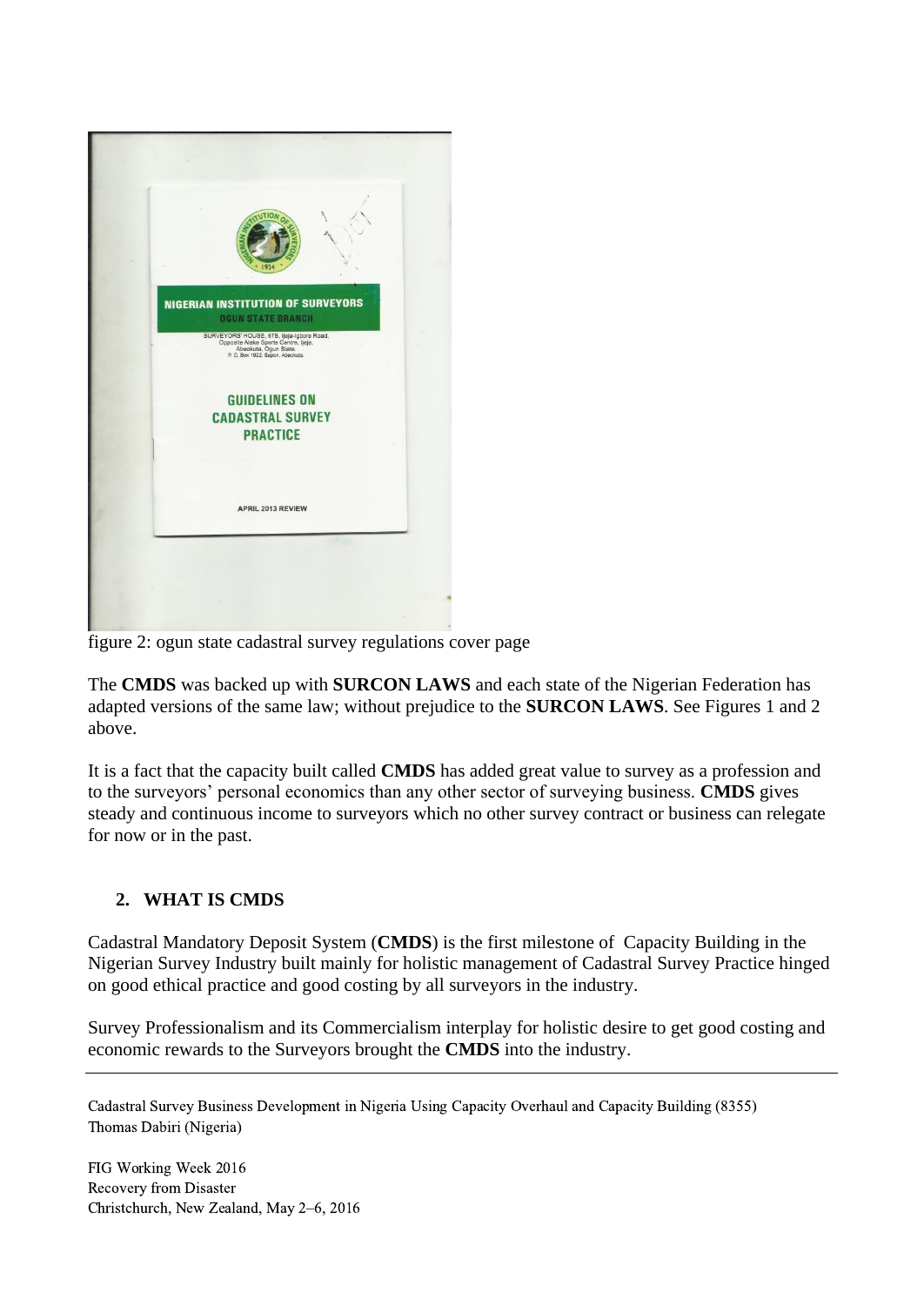figure 2: ogun state cadastral survey regulations cover page

The **CMDS** was backed up with **SURCON LAWS** and each state of the Nigerian Federation has adapted versions of the same law; without prejudice to the **SURCON LAWS**. See Figures 1 and 2 above.

It is a fact that the capacity built called **CMDS** has added great value to survey as a profession and to the surveyors' personal economics than any other sector of surveying business. **CMDS** gives steady and continuous income to surveyors which no other survey contract or business can relegate for now or in the past.

## 2. WHAT IS CMDS

Cadastral Mandatory Deposit System (**CMDS**) is the first milestone of Capacity Building in the Nigerian Survey Industry built mainly for holistic management of Cadastral Survey Practice hinged on good ethical practice and good costing by all surveyors in the industry.

Survey Professionalism and its Commercialism interplay for holistic desire to get good costing and economic rewards to the Surveyors brought the **CMDS** into the industry.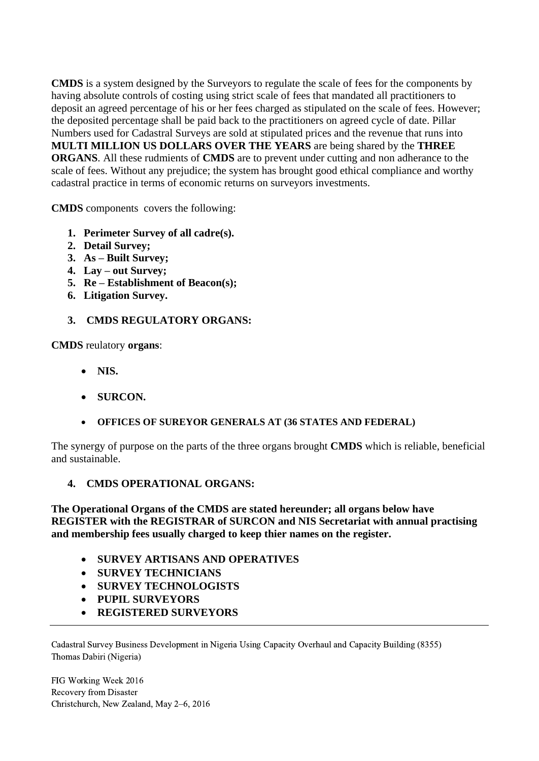**CMDS** is a system designed by the Surveyors to regulate the scale of fees for the components by having absolute controls of costing using strict scale of fees that mandated all practitioners to deposit an agreed percentage of his or her fees charged as stipulated on the scale of fees. However; the deposited percentage shall be paid back to the practitioners on agreed cycle of date. Pillar Numbers used for Cadastral Surveys are sold at stipulated prices and the revenue that runs into **MULTI MILLION US DOLLARS OVER THE YEARS** are being shared by the **THREE ORGANS**. All these rudmients of **CMDS** are to prevent under cutting and non adherance to the scale of fees. Without any prejudice; the system has brought good ethical compliance and worthy cadastral practice in terms of economic returns on surveyors investments.

**CMDS** components covers the following:

1. **Perimeter Survey of all cadre(s).**
2. **Detail Survey;**
3. **As – Built Survey;**
4. **Lay – out Survey;**
5. **Re – Establishment of Beacon(s);**
6. **Litigation Survey.**

## 3. CMDS REGULATORY ORGANS:

**CMDS** reulatory **organs**:

- **NIS.**
- **SURCON.**
- **OFFICES OF SUREYOR GENERALS AT (36 STATES AND FEDERAL)**

The synergy of purpose on the parts of the three organs brought **CMDS** which is reliable, beneficial and sustainable.

## 4. CMDS OPERATIONAL ORGANS:

**The Operational Organs of the CMDS are stated hereunder; all organs below have REGISTER with the REGISTRAR of SURCON and NIS Secretariat with annual practising and membership fees usually charged to keep thier names on the register.**

- **SURVEY ARTISANS AND OPERATIVES**
- **SURVEY TECHNICIANS**
- **SURVEY TECHNOLOGISTS**
- **PUPIL SURVEYORS**
- **REGISTERED SURVEYORS**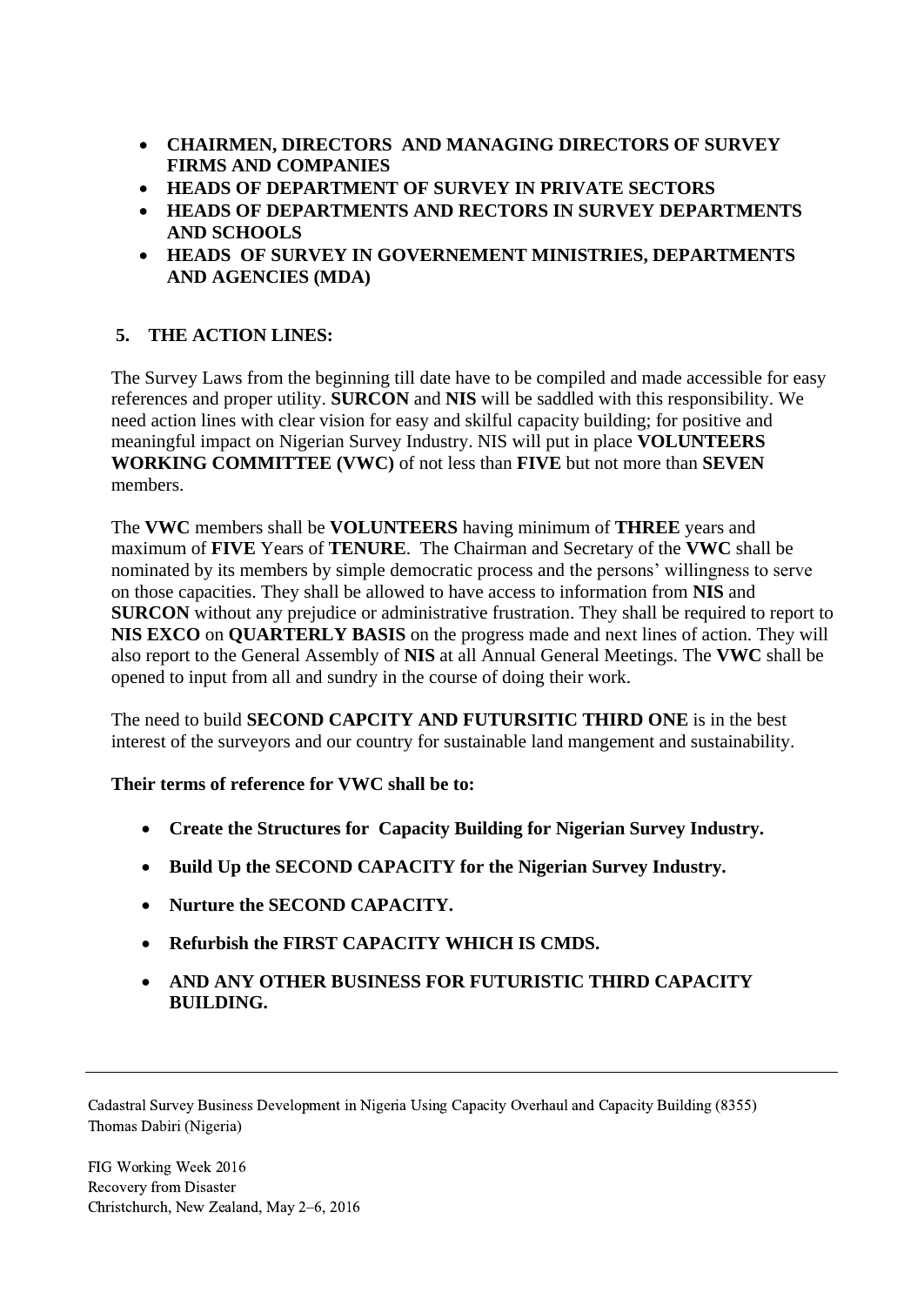- **CHAIRMEN, DIRECTORS AND MANAGING DIRECTORS OF SURVEY FIRMS AND COMPANIES**
- **HEADS OF DEPARTMENT OF SURVEY IN PRIVATE SECTORS**
- **HEADS OF DEPARTMENTS AND RECTORS IN SURVEY DEPARTMENTS AND SCHOOLS**
- **HEADS OF SURVEY IN GOVERNEMENT MINISTRIES, DEPARTMENTS AND AGENCIES (MDA)**

## 5. THE ACTION LINES:

The Survey Laws from the beginning till date have to be compiled and made accessible for easy references and proper utility. **SURCON** and **NIS** will be saddled with this responsibility. We need action lines with clear vision for easy and skilful capacity building; for positive and meaningful impact on Nigerian Survey Industry. NIS will put in place **VOLUNTEERS WORKING COMMITTEE (VWC)** of not less than **FIVE** but not more than **SEVEN** members.

The **VWC** members shall be **VOLUNTEERS** having minimum of **THREE** years and maximum of **FIVE** Years of **TENURE**. The Chairman and Secretary of the **VWC** shall be nominated by its members by simple democratic process and the persons' willingness to serve on those capacities. They shall be allowed to have access to information from **NIS** and **SURCON** without any prejudice or administrative frustration. They shall be required to report to **NIS EXCO** on **QUARTERLY BASIS** on the progress made and next lines of action. They will also report to the General Assembly of **NIS** at all Annual General Meetings. The **VWC** shall be opened to input from all and sundry in the course of doing their work.

The need to build **SECOND CAPCITY AND FUTURSITIC THIRD ONE** is in the best interest of the surveyors and our country for sustainable land mangement and sustainability.

**Their terms of reference for VWC shall be to:**

- **Create the Structures for Capacity Building for Nigerian Survey Industry.**
- **Build Up the SECOND CAPACITY for the Nigerian Survey Industry.**
- **Nurture the SECOND CAPACITY.**
- **Refurbish the FIRST CAPACITY WHICH IS CMDS.**
- **AND ANY OTHER BUSINESS FOR FUTURISTIC THIRD CAPACITY BUILDING.**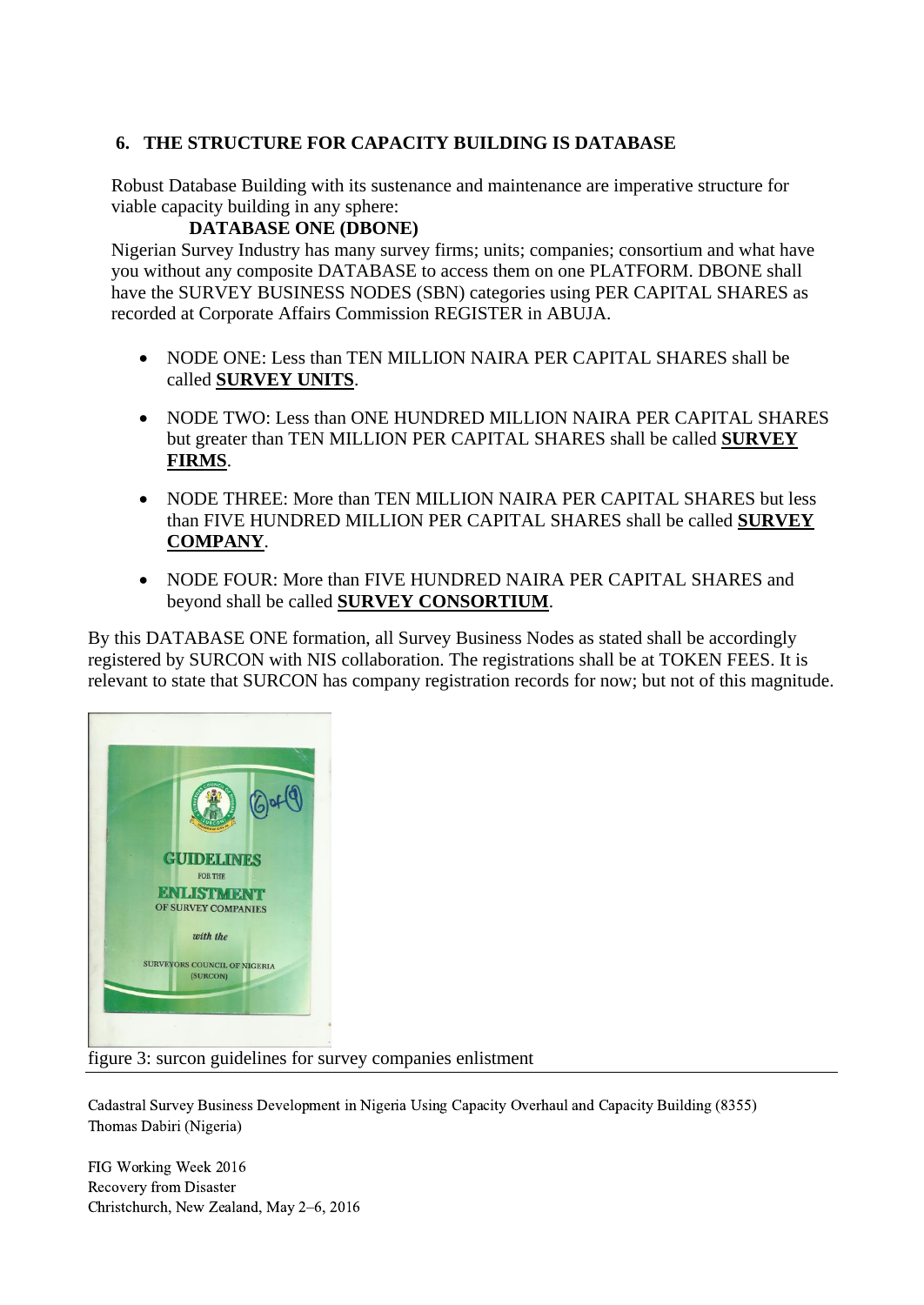## 6. THE STRUCTURE FOR CAPACITY BUILDING IS DATABASE

Robust Database Building with its sustenance and maintenance are imperative structure for viable capacity building in any sphere:

**DATABASE ONE (DBONE)**

Nigerian Survey Industry has many survey firms; units; companies; consortium and what have you without any composite DATABASE to access them on one PLATFORM. DBONE shall have the SURVEY BUSINESS NODES (SBN) categories using PER CAPITAL SHARES as recorded at Corporate Affairs Commission REGISTER in ABUJA.

- NODE ONE: Less than TEN MILLION NAIRA PER CAPITAL SHARES shall be called **SURVEY UNITS**.
- NODE TWO: Less than ONE HUNDRED MILLION NAIRA PER CAPITAL SHARES but greater than TEN MILLION PER CAPITAL SHARES shall be called **SURVEY FIRMS**.
- NODE THREE: More than TEN MILLION NAIRA PER CAPITAL SHARES but less than FIVE HUNDRED MILLION PER CAPITAL SHARES shall be called **SURVEY COMPANY**.
- NODE FOUR: More than FIVE HUNDRED NAIRA PER CAPITAL SHARES and beyond shall be called **SURVEY CONSORTIUM**.

By this DATABASE ONE formation, all Survey Business Nodes as stated shall be accordingly registered by SURCON with NIS collaboration. The registrations shall be at TOKEN FEES. It is relevant to state that SURCON has company registration records for now; but not of this magnitude.

figure 3: surcon guidelines for survey companies enlistment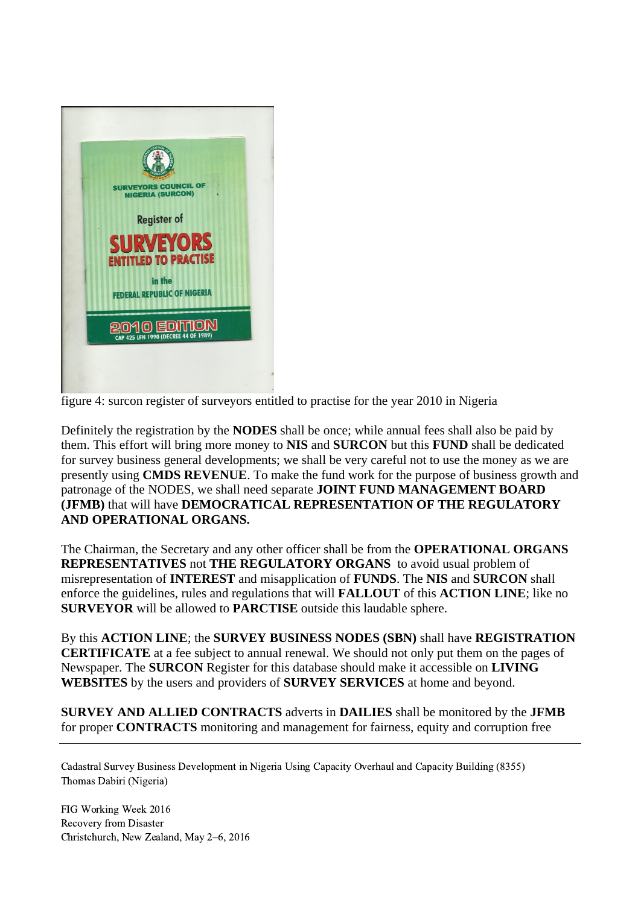figure 4: surcon register of surveyors entitled to practise for the year 2010 in Nigeria

Definitely the registration by the **NODES** shall be once; while annual fees shall also be paid by them. This effort will bring more money to **NIS** and **SURCON** but this **FUND** shall be dedicated for survey business general developments; we shall be very careful not to use the money as we are presently using **CMDS REVENUE**. To make the fund work for the purpose of business growth and patronage of the NODES, we shall need separate **JOINT FUND MANAGEMENT BOARD (JFMB)** that will have **DEMOCRATICAL REPRESENTATION OF THE REGULATORY AND OPERATIONAL ORGANS.**

The Chairman, the Secretary and any other officer shall be from the **OPERATIONAL ORGANS REPRESENTATIVES** not **THE REGULATORY ORGANS** to avoid usual problem of misrepresentation of **INTEREST** and misapplication of **FUNDS**. The **NIS** and **SURCON** shall enforce the guidelines, rules and regulations that will **FALLOUT** of this **ACTION LINE**; like no **SURVEYOR** will be allowed to **PARCTISE** outside this laudable sphere.

By this **ACTION LINE**; the **SURVEY BUSINESS NODES (SBN)** shall have **REGISTRATION CERTIFICATE** at a fee subject to annual renewal. We should not only put them on the pages of Newspaper. The **SURCON** Register for this database should make it accessible on **LIVING WEBSITES** by the users and providers of **SURVEY SERVICES** at home and beyond.

**SURVEY AND ALLIED CONTRACTS** adverts in **DAILIES** shall be monitored by the **JFMB** for proper **CONTRACTS** monitoring and management for fairness, equity and corruption free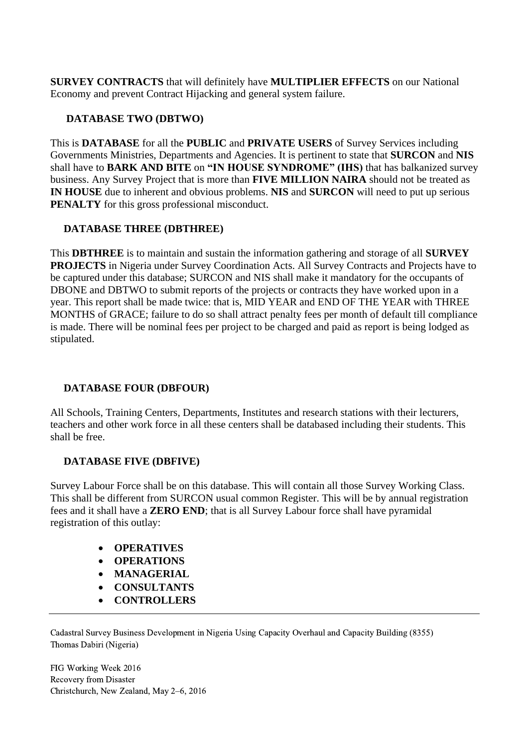**SURVEY CONTRACTS** that will definitely have **MULTIPLIER EFFECTS** on our National Economy and prevent Contract Hijacking and general system failure.

### DATABASE TWO (DBTWO)

This is **DATABASE** for all the **PUBLIC** and **PRIVATE USERS** of Survey Services including Governments Ministries, Departments and Agencies. It is pertinent to state that **SURCON** and **NIS** shall have to **BARK AND BITE** on **"IN HOUSE SYNDROME" (IHS)** that has balkanized survey business. Any Survey Project that is more than **FIVE MILLION NAIRA** should not be treated as **IN HOUSE** due to inherent and obvious problems. **NIS** and **SURCON** will need to put up serious **PENALTY** for this gross professional misconduct.

### DATABASE THREE (DBTHREE)

This **DBTHREE** is to maintain and sustain the information gathering and storage of all **SURVEY PROJECTS** in Nigeria under Survey Coordination Acts. All Survey Contracts and Projects have to be captured under this database; SURCON and NIS shall make it mandatory for the occupants of DBONE and DBTWO to submit reports of the projects or contracts they have worked upon in a year. This report shall be made twice: that is, MID YEAR and END OF THE YEAR with THREE MONTHS of GRACE; failure to do so shall attract penalty fees per month of default till compliance is made. There will be nominal fees per project to be charged and paid as report is being lodged as stipulated.

### DATABASE FOUR (DBFOUR)

All Schools, Training Centers, Departments, Institutes and research stations with their lecturers, teachers and other work force in all these centers shall be databased including their students. This shall be free.

### DATABASE FIVE (DBFIVE)

Survey Labour Force shall be on this database. This will contain all those Survey Working Class. This shall be different from SURCON usual common Register. This will be by annual registration fees and it shall have a **ZERO END**; that is all Survey Labour force shall have pyramidal registration of this outlay:

- **OPERATIVES**
- **OPERATIONS**
- **MANAGERIAL**
- **CONSULTANTS**
- **CONTROLLERS**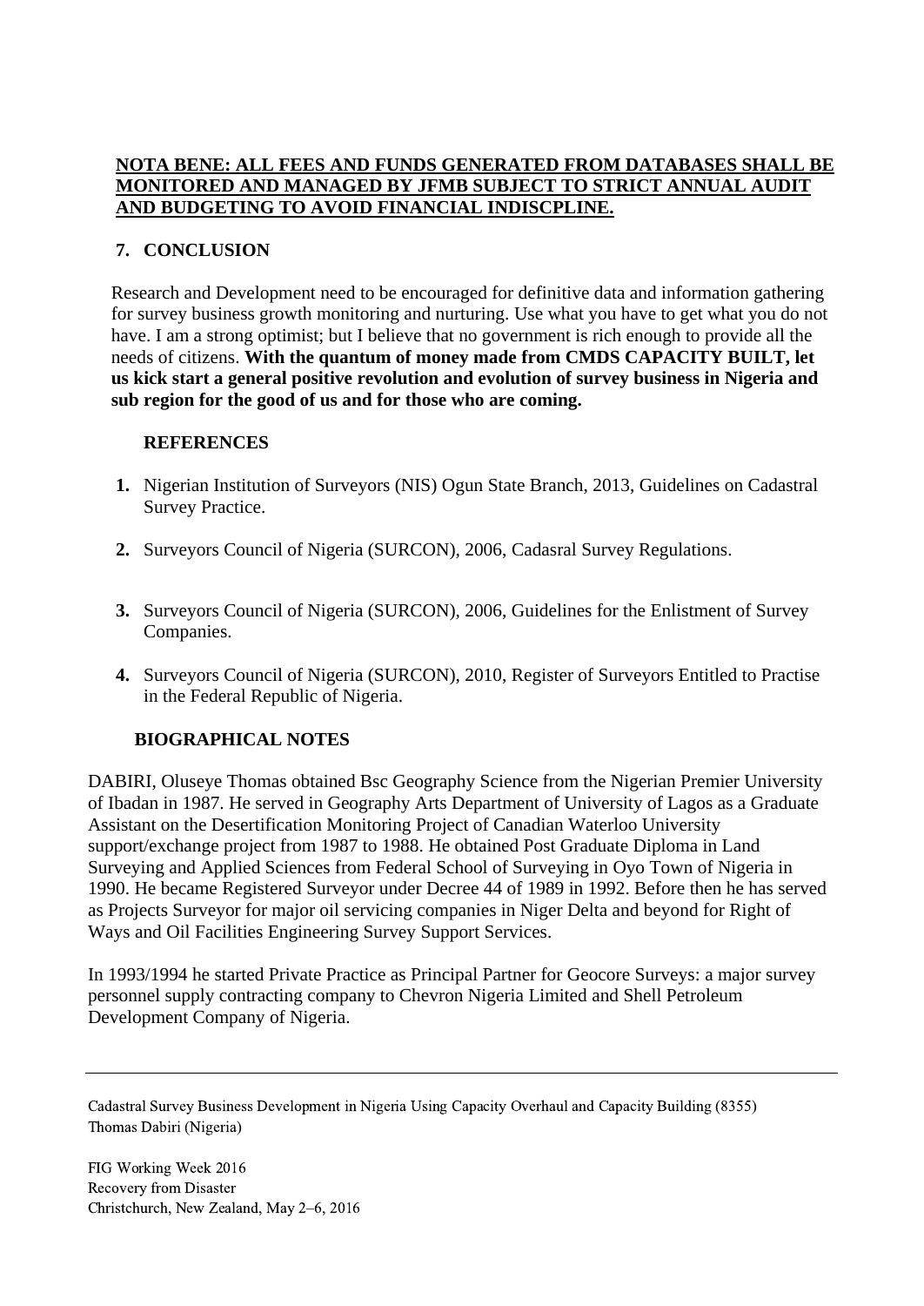**NOTA BENE: ALL FEES AND FUNDS GENERATED FROM DATABASES SHALL BE MONITORED AND MANAGED BY JFMB SUBJECT TO STRICT ANNUAL AUDIT AND BUDGETING TO AVOID FINANCIAL INDISCPLINE.**

## 7. CONCLUSION

Research and Development need to be encouraged for definitive data and information gathering for survey business growth monitoring and nurturing. Use what you have to get what you do not have. I am a strong optimist; but I believe that no government is rich enough to provide all the needs of citizens. **With the quantum of money made from CMDS CAPACITY BUILT, let us kick start a general positive revolution and evolution of survey business in Nigeria and sub region for the good of us and for those who are coming.**

## REFERENCES

1. Nigerian Institution of Surveyors (NIS) Ogun State Branch, 2013, Guidelines on Cadastral Survey Practice.
2. Surveyors Council of Nigeria (SURCON), 2006, Cadasral Survey Regulations.
3. Surveyors Council of Nigeria (SURCON), 2006, Guidelines for the Enlistment of Survey Companies.
4. Surveyors Council of Nigeria (SURCON), 2010, Register of Surveyors Entitled to Practise in the Federal Republic of Nigeria.

## BIOGRAPHICAL NOTES

DABIRI, Oluseye Thomas obtained Bsc Geography Science from the Nigerian Premier University of Ibadan in 1987. He served in Geography Arts Department of University of Lagos as a Graduate Assistant on the Desertification Monitoring Project of Canadian Waterloo University support/exchange project from 1987 to 1988. He obtained Post Graduate Diploma in Land Surveying and Applied Sciences from Federal School of Surveying in Oyo Town of Nigeria in 1990. He became Registered Surveyor under Decree 44 of 1989 in 1992. Before then he has served as Projects Surveyor for major oil servicing companies in Niger Delta and beyond for Right of Ways and Oil Facilities Engineering Survey Support Services.

In 1993/1994 he started Private Practice as Principal Partner for Geocore Surveys: a major survey personnel supply contracting company to Chevron Nigeria Limited and Shell Petroleum Development Company of Nigeria.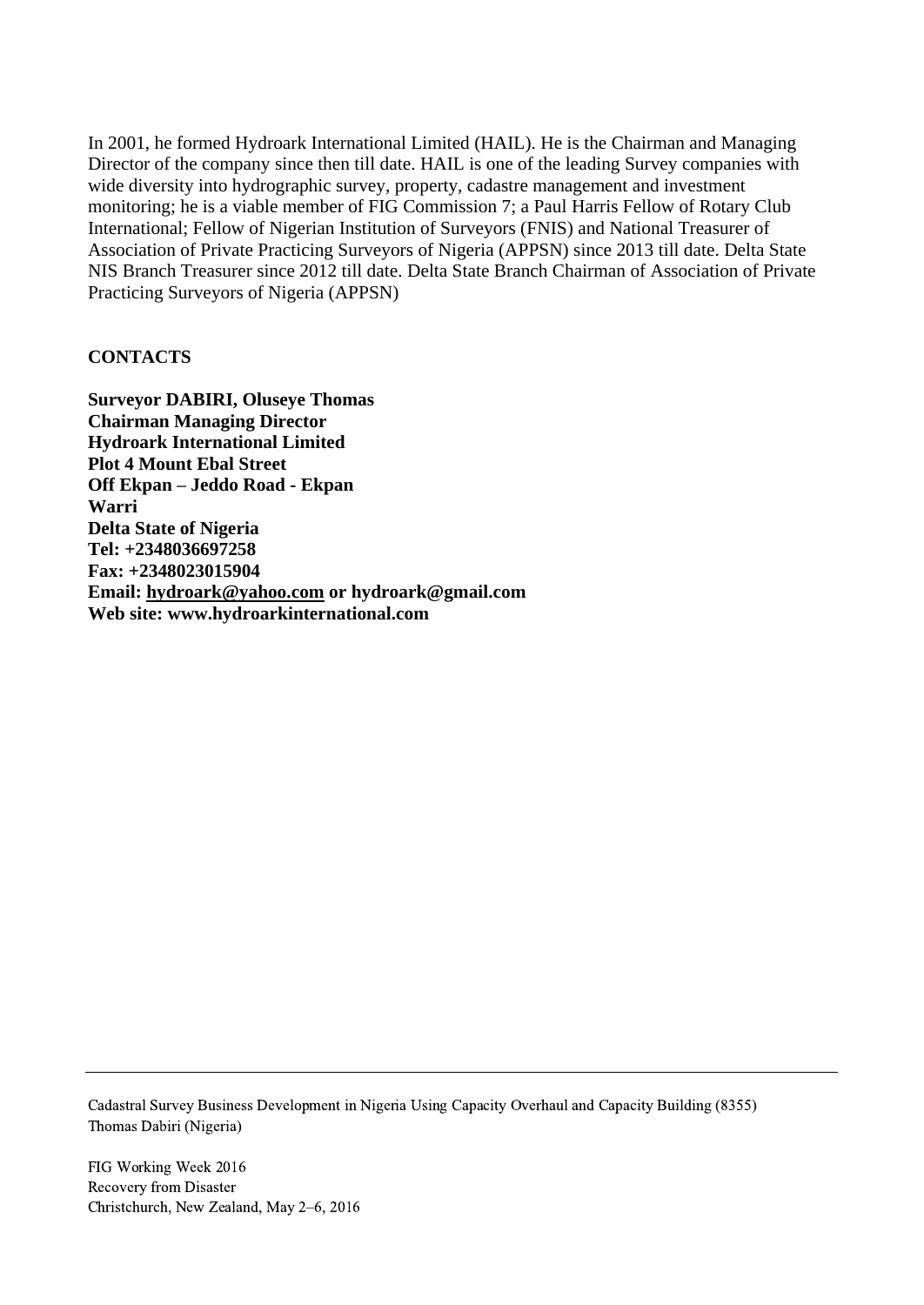In 2001, he formed Hydroark International Limited (HAIL). He is the Chairman and Managing Director of the company since then till date. HAIL is one of the leading Survey companies with wide diversity into hydrographic survey, property, cadastre management and investment monitoring; he is a viable member of FIG Commission 7; a Paul Harris Fellow of Rotary Club International; Fellow of Nigerian Institution of Surveyors (FNIS) and National Treasurer of Association of Private Practicing Surveyors of Nigeria (APPSN) since 2013 till date. Delta State NIS Branch Treasurer since 2012 till date. Delta State Branch Chairman of Association of Private Practicing Surveyors of Nigeria (APPSN)

## CONTACTS

**Surveyor DABIRI, Oluseye Thomas**
**Chairman Managing Director**
**Hydroark International Limited**
**Plot 4 Mount Ebal Street**
**Off Ekpan – Jeddo Road - Ekpan**
**Warri**
**Delta State of Nigeria**
**Tel: +2348036697258**
**Fax: +2348023015904**
**Email: hydroark@yahoo.com or hydroark@gmail.com**
**Web site: www.hydroarkinternational.com**